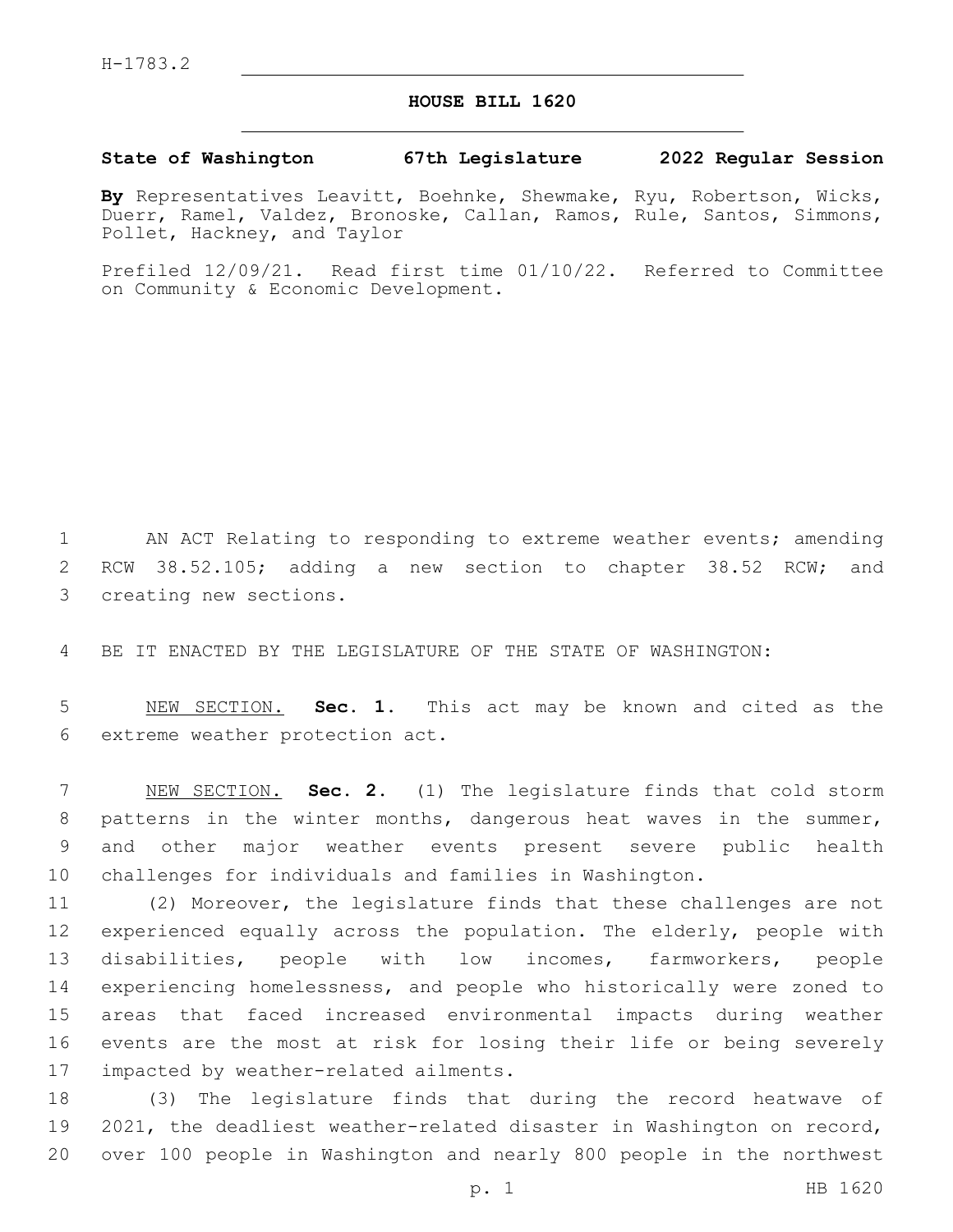H-1783.2

# HOUSE BILL 1620

**State of Washington 67th Legislature 2022 Regular Session**

**By** Representatives Leavitt, Boehnke, Shewmake, Ryu, Robertson, Wicks, Duerr, Ramel, Valdez, Bronoske, Callan, Ramos, Rule, Santos, Simmons, Pollet, Hackney, and Taylor

Prefiled 12/09/21. Read first time 01/10/22. Referred to Committee on Community & Economic Development.

AN ACT Relating to responding to extreme weather events; amending RCW 38.52.105; adding a new section to chapter 38.52 RCW; and creating new sections.

BE IT ENACTED BY THE LEGISLATURE OF THE STATE OF WASHINGTON:

NEW SECTION. **Sec. 1.** This act may be known and cited as the extreme weather protection act.

NEW SECTION. **Sec. 2.** (1) The legislature finds that cold storm patterns in the winter months, dangerous heat waves in the summer, and other major weather events present severe public health challenges for individuals and families in Washington.

(2) Moreover, the legislature finds that these challenges are not experienced equally across the population. The elderly, people with disabilities, people with low incomes, farmworkers, people experiencing homelessness, and people who historically were zoned to areas that faced increased environmental impacts during weather events are the most at risk for losing their life or being severely impacted by weather-related ailments.

(3) The legislature finds that during the record heatwave of 2021, the deadliest weather-related disaster in Washington on record, over 100 people in Washington and nearly 800 people in the northwest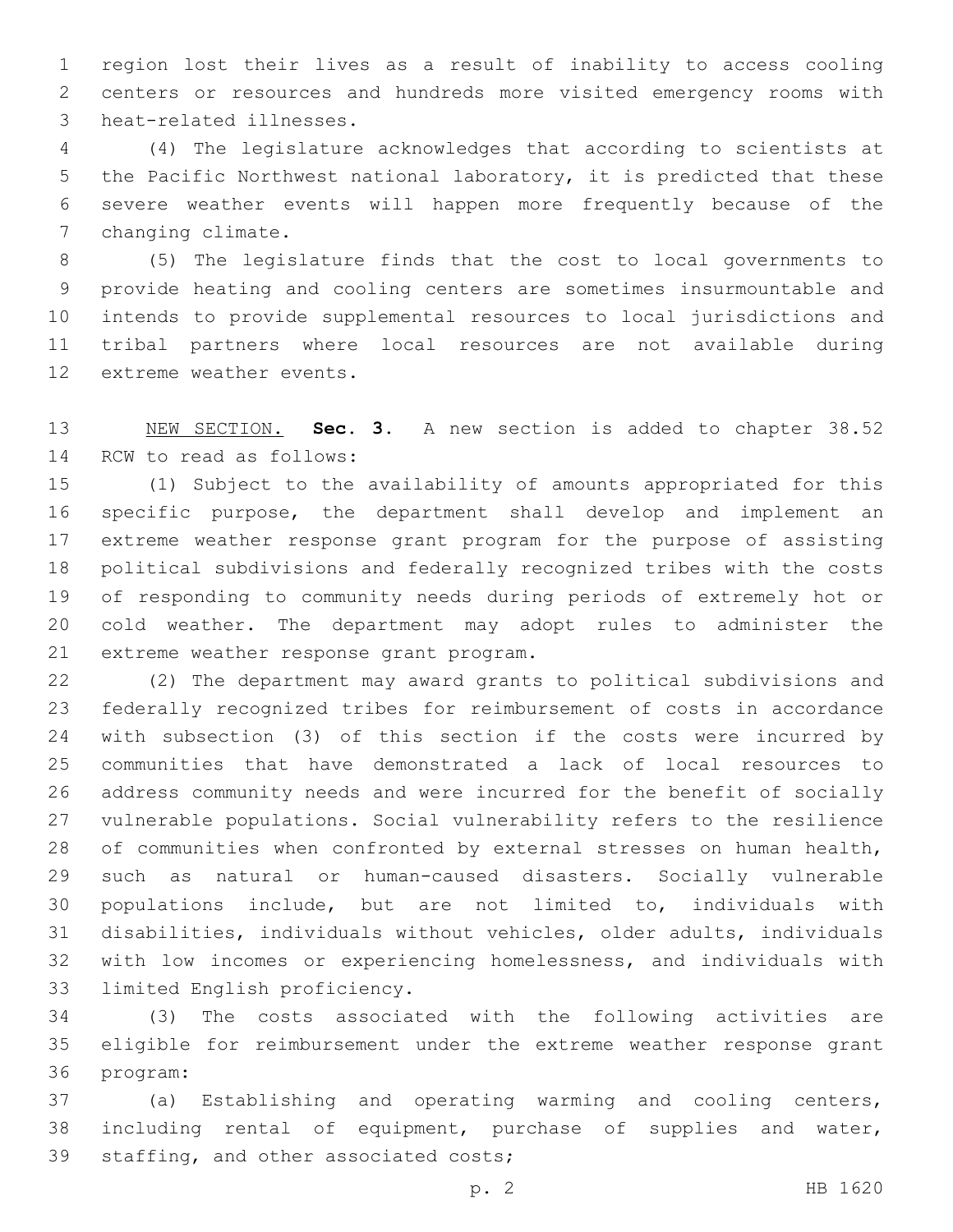region lost their lives as a result of inability to access cooling centers or resources and hundreds more visited emergency rooms with heat-related illnesses.

(4) The legislature acknowledges that according to scientists at the Pacific Northwest national laboratory, it is predicted that these severe weather events will happen more frequently because of the changing climate.

(5) The legislature finds that the cost to local governments to provide heating and cooling centers are sometimes insurmountable and intends to provide supplemental resources to local jurisdictions and tribal partners where local resources are not available during extreme weather events.

NEW SECTION. **Sec. 3.** A new section is added to chapter 38.52 RCW to read as follows:

(1) Subject to the availability of amounts appropriated for this specific purpose, the department shall develop and implement an extreme weather response grant program for the purpose of assisting political subdivisions and federally recognized tribes with the costs of responding to community needs during periods of extremely hot or cold weather. The department may adopt rules to administer the extreme weather response grant program.

(2) The department may award grants to political subdivisions and federally recognized tribes for reimbursement of costs in accordance with subsection (3) of this section if the costs were incurred by communities that have demonstrated a lack of local resources to address community needs and were incurred for the benefit of socially vulnerable populations. Social vulnerability refers to the resilience of communities when confronted by external stresses on human health, such as natural or human-caused disasters. Socially vulnerable populations include, but are not limited to, individuals with disabilities, individuals without vehicles, older adults, individuals with low incomes or experiencing homelessness, and individuals with limited English proficiency.

(3) The costs associated with the following activities are eligible for reimbursement under the extreme weather response grant program:

(a) Establishing and operating warming and cooling centers, including rental of equipment, purchase of supplies and water, staffing, and other associated costs;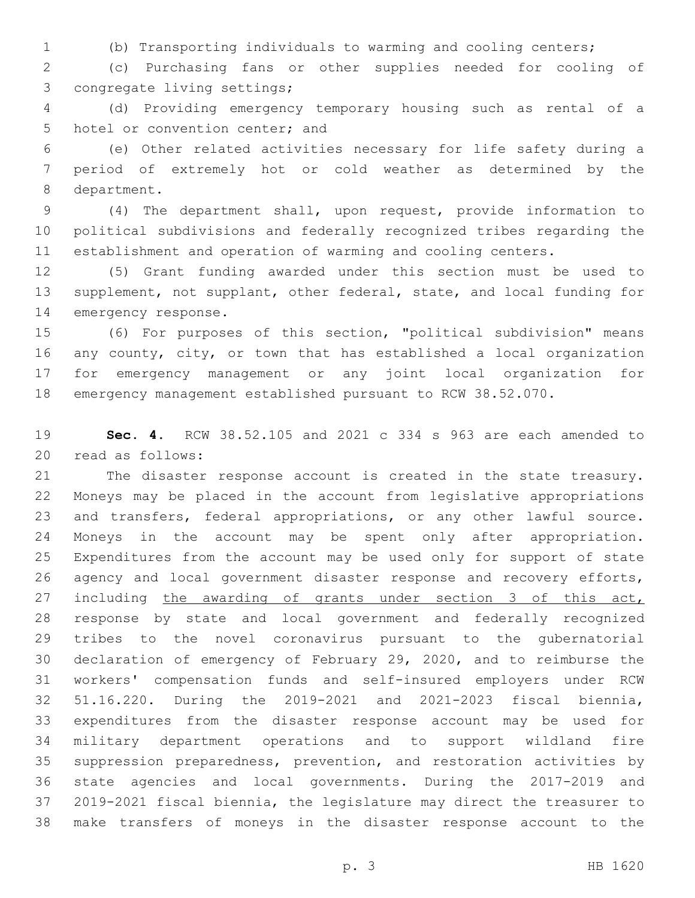(b) Transporting individuals to warming and cooling centers;

(c) Purchasing fans or other supplies needed for cooling of congregate living settings;

(d) Providing emergency temporary housing such as rental of a hotel or convention center; and

(e) Other related activities necessary for life safety during a period of extremely hot or cold weather as determined by the department.

(4) The department shall, upon request, provide information to political subdivisions and federally recognized tribes regarding the establishment and operation of warming and cooling centers.

(5) Grant funding awarded under this section must be used to supplement, not supplant, other federal, state, and local funding for emergency response.

(6) For purposes of this section, "political subdivision" means any county, city, or town that has established a local organization for emergency management or any joint local organization for emergency management established pursuant to RCW 38.52.070.

**Sec. 4.** RCW 38.52.105 and 2021 c 334 s 963 are each amended to read as follows:

The disaster response account is created in the state treasury. Moneys may be placed in the account from legislative appropriations and transfers, federal appropriations, or any other lawful source. Moneys in the account may be spent only after appropriation. Expenditures from the account may be used only for support of state agency and local government disaster response and recovery efforts, including <u>the awarding of grants under section 3 of this act,</u> response by state and local government and federally recognized tribes to the novel coronavirus pursuant to the gubernatorial declaration of emergency of February 29, 2020, and to reimburse the workers' compensation funds and self-insured employers under RCW 51.16.220. During the 2019-2021 and 2021-2023 fiscal biennia, expenditures from the disaster response account may be used for military department operations and to support wildland fire suppression preparedness, prevention, and restoration activities by state agencies and local governments. During the 2017-2019 and 2019-2021 fiscal biennia, the legislature may direct the treasurer to make transfers of moneys in the disaster response account to the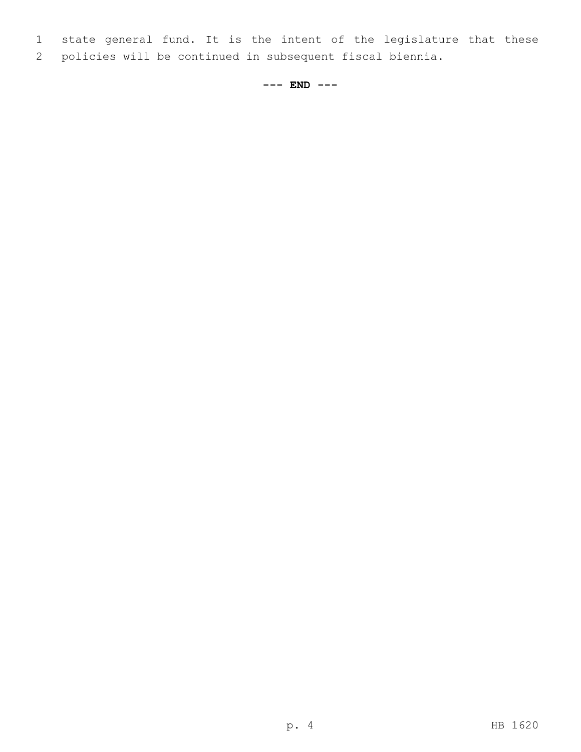state general fund. It is the intent of the legislature that these policies will be continued in subsequent fiscal biennia.

**--- END ---**